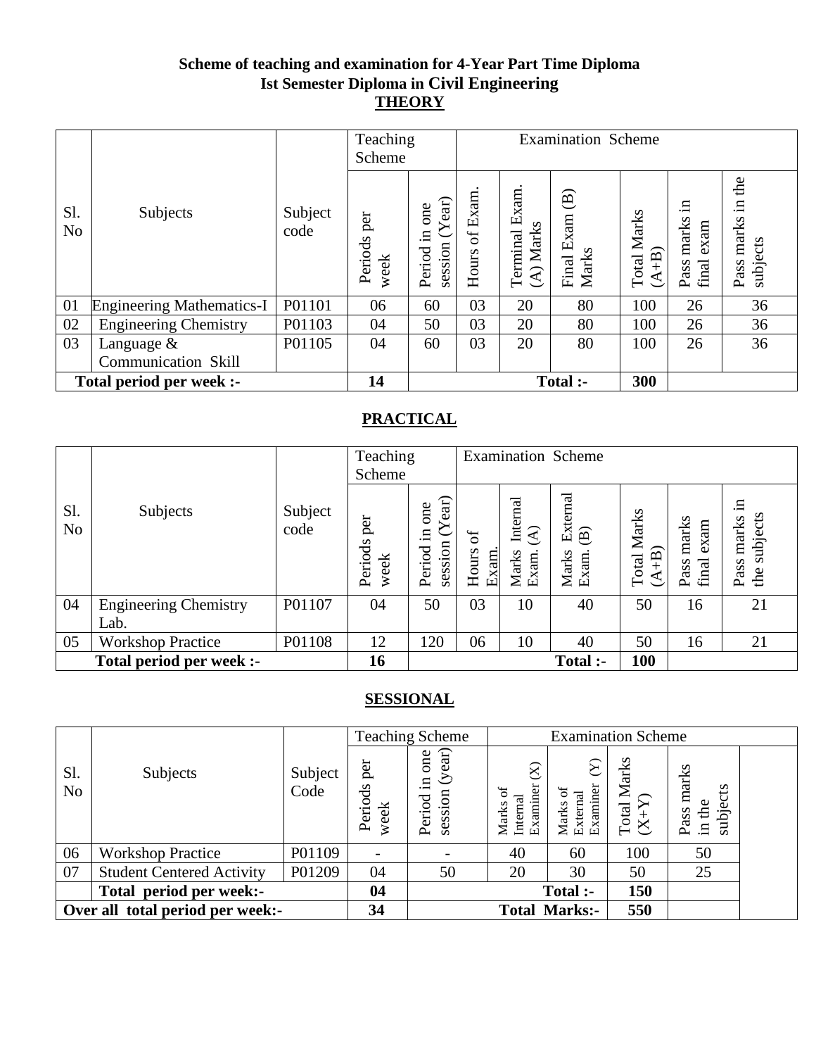**Scheme of teaching and examination for 4-Year Part Time Diploma**
**Ist Semester Diploma in Civil Engineering**

## THEORY

| Sl. No | Subjects | Subject code | Teaching Scheme | | Examination Scheme | | | | | |
|---|---|---|---|---|---|---|---|---|---|---|
| | | | Periods per week | Period in one session (Year) | Hours of Exam. | Terminal Exam. (A) Marks | Final Exam (B) Marks | Total Marks (A+B) | Pass marks in final exam | Pass marks in the subjects |
| 01 | Engineering Mathematics-I | P01101 | 06 | 60 | 03 | 20 | 80 | 100 | 26 | 36 |
| 02 | Engineering Chemistry | P01103 | 04 | 50 | 03 | 20 | 80 | 100 | 26 | 36 |
| 03 | Language & Communication Skill | P01105 | 04 | 60 | 03 | 20 | 80 | 100 | 26 | 36 |
| **Total period per week :-** | | | **14** | | | | **Total :-** | **300** | | |

## PRACTICAL

| Sl. No | Subjects | Subject code | Teaching Scheme | | Examination Scheme | | | | | |
|---|---|---|---|---|---|---|---|---|---|---|
| | | | Periods per week | Period in one session (Year) | Hours of Exam. | Marks Internal Exam. (A) | Marks External Exam. (B) | Total Marks (A+B) | Pass marks final exam | Pass marks in the subjects |
| 04 | Engineering Chemistry Lab. | P01107 | 04 | 50 | 03 | 10 | 40 | 50 | 16 | 21 |
| 05 | Workshop Practice | P01108 | 12 | 120 | 06 | 10 | 40 | 50 | 16 | 21 |
| **Total period per week :-** | | | **16** | | | | **Total :-** | **100** | | |

## SESSIONAL

| Sl. No | Subjects | Subject Code | Teaching Scheme | | Examination Scheme | | | |
|---|---|---|---|---|---|---|---|---|
| | | | Periods per week | Period in one session (year) | Marks of Internal Examiner (X) | Marks of External Examiner (Y) | Total Marks (X+Y) | Pass marks in the subjects |
| 06 | Workshop Practice | P01109 | - | - | 40 | 60 | 100 | 50 |
| 07 | Student Centered Activity | P01209 | 04 | 50 | 20 | 30 | 50 | 25 |
| | **Total period per week:-** | | **04** | | | **Total :-** | **150** | |
| **Over all total period per week:-** | | | **34** | | | **Total Marks:-** | **550** | |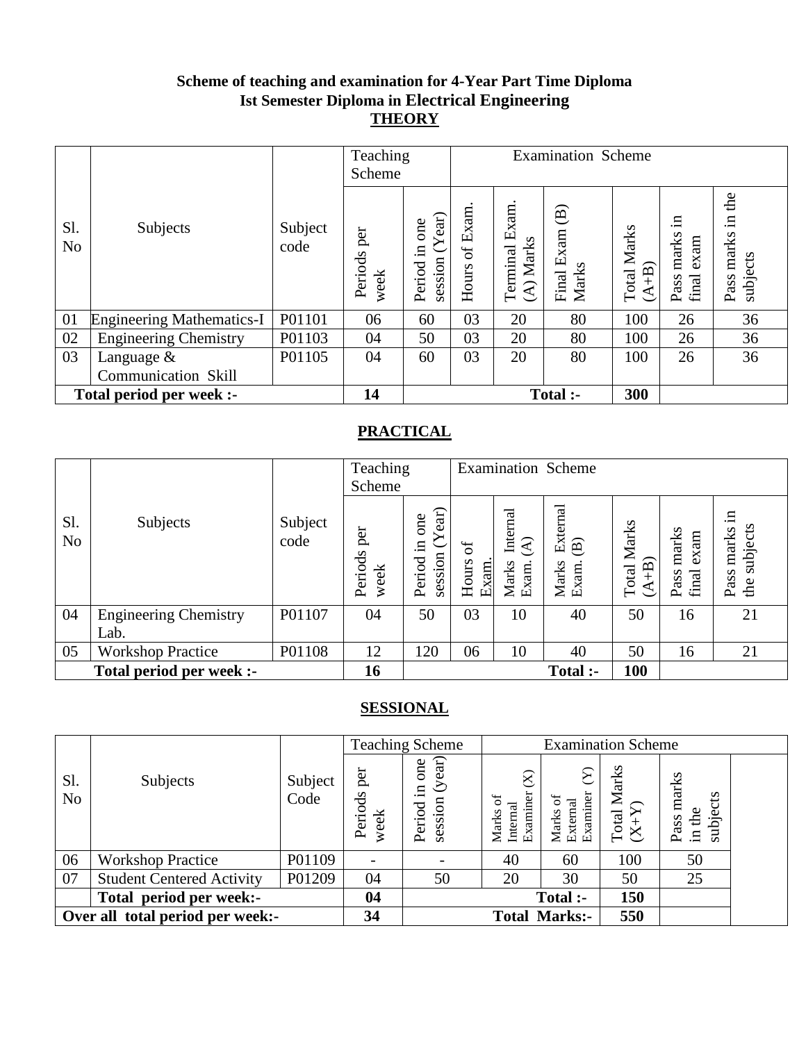**Scheme of teaching and examination for 4-Year Part Time Diploma**
**Ist Semester Diploma in Electrical Engineering**

## THEORY

| Sl. No | Subjects | Subject code | Teaching Scheme | | Examination Scheme | | | | | |
|---|---|---|---|---|---|---|---|---|---|---|
| | | | Periods per week | Period in one session (Year) | Hours of Exam. | Terminal Exam. (A) Marks | Final Exam (B) Marks | Total Marks (A+B) | Pass marks in final exam | Pass marks in the subjects |
| 01 | Engineering Mathematics-I | P01101 | 06 | 60 | 03 | 20 | 80 | 100 | 26 | 36 |
| 02 | Engineering Chemistry | P01103 | 04 | 50 | 03 | 20 | 80 | 100 | 26 | 36 |
| 03 | Language & Communication Skill | P01105 | 04 | 60 | 03 | 20 | 80 | 100 | 26 | 36 |
| **Total period per week :-** | | | **14** | | | | **Total :-** | **300** | | |

## PRACTICAL

| Sl. No | Subjects | Subject code | Teaching Scheme | | Examination Scheme | | | | | |
|---|---|---|---|---|---|---|---|---|---|---|
| | | | Periods per week | Period in one session (Year) | Hours of Exam. | Marks Internal Exam. (A) | Marks External Exam. (B) | Total Marks (A+B) | Pass marks final exam | Pass marks in the subjects |
| 04 | Engineering Chemistry Lab. | P01107 | 04 | 50 | 03 | 10 | 40 | 50 | 16 | 21 |
| 05 | Workshop Practice | P01108 | 12 | 120 | 06 | 10 | 40 | 50 | 16 | 21 |
| **Total period per week :-** | | | **16** | | | | **Total :-** | **100** | | |

## SESSIONAL

| Sl. No | Subjects | Subject Code | Teaching Scheme | | Examination Scheme | | | |
|---|---|---|---|---|---|---|---|---|
| | | | Periods per week | Period in one session (year) | Marks of Internal Examiner (X) | Marks of External Examiner (Y) | Total Marks (X+Y) | Pass marks in the subjects |
| 06 | Workshop Practice | P01109 | - | - | 40 | 60 | 100 | 50 |
| 07 | Student Centered Activity | P01209 | 04 | 50 | 20 | 30 | 50 | 25 |
| | **Total period per week:-** | | **04** | | | **Total :-** | **150** | |
| **Over all total period per week:-** | | | **34** | | | **Total Marks:-** | **550** | |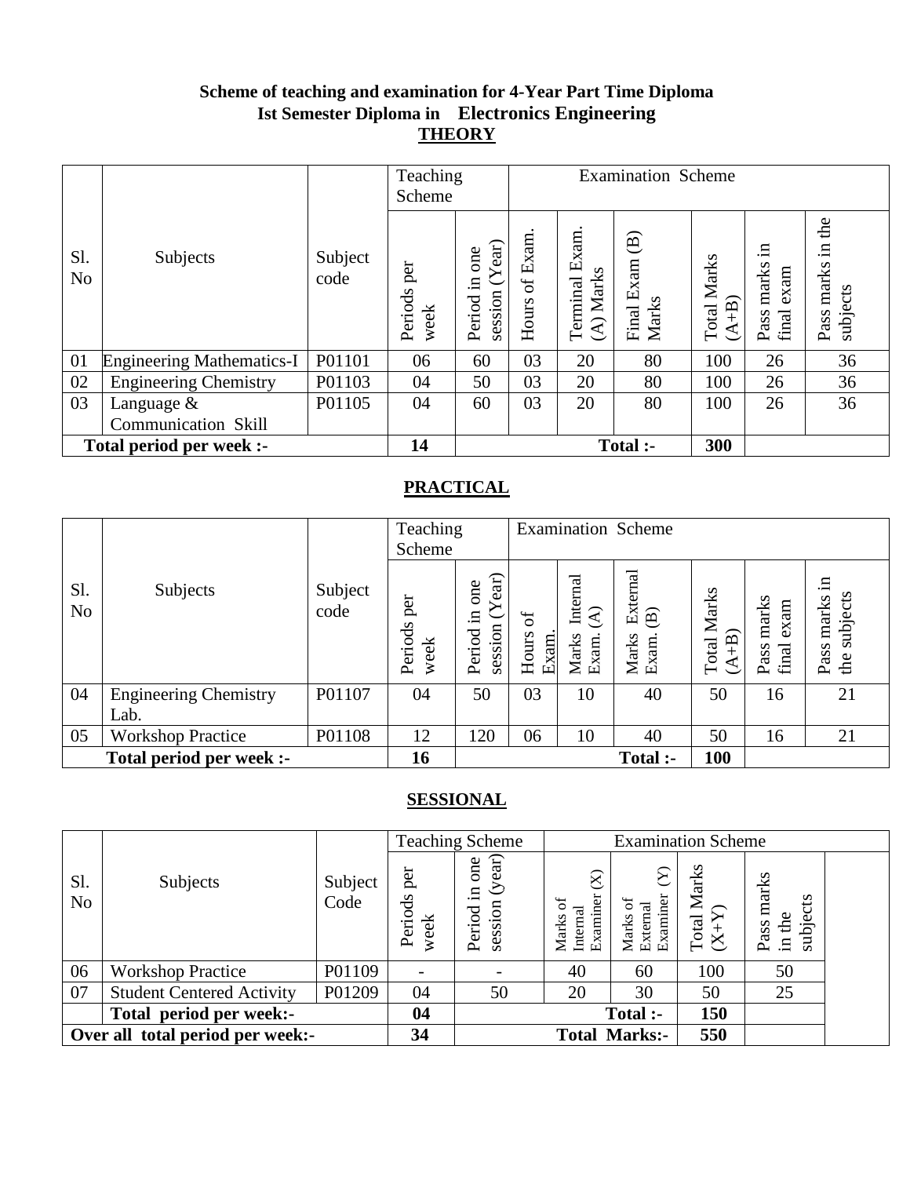**Scheme of teaching and examination for 4-Year Part Time Diploma**
**Ist Semester Diploma in Electronics Engineering**

## THEORY

| Sl. No | Subjects | Subject code | Teaching Scheme | | Examination Scheme | | | | | |
|---|---|---|---|---|---|---|---|---|---|---|
| | | | Periods per week | Period in one session (Year) | Hours of Exam. | Terminal Exam. (A) Marks | Final Exam (B) Marks | Total Marks (A+B) | Pass marks in final exam | Pass marks in the subjects |
| 01 | Engineering Mathematics-I | P01101 | 06 | 60 | 03 | 20 | 80 | 100 | 26 | 36 |
| 02 | Engineering Chemistry | P01103 | 04 | 50 | 03 | 20 | 80 | 100 | 26 | 36 |
| 03 | Language & Communication Skill | P01105 | 04 | 60 | 03 | 20 | 80 | 100 | 26 | 36 |
| **Total period per week :-** | | | **14** | | | | **Total :-** | **300** | | |

## PRACTICAL

| Sl. No | Subjects | Subject code | Teaching Scheme | | Examination Scheme | | | | | |
|---|---|---|---|---|---|---|---|---|---|---|
| | | | Periods per week | Period in one session (Year) | Hours of Exam. | Marks Internal Exam. (A) | Marks External Exam. (B) | Total Marks (A+B) | Pass marks final exam | Pass marks in the subjects |
| 04 | Engineering Chemistry Lab. | P01107 | 04 | 50 | 03 | 10 | 40 | 50 | 16 | 21 |
| 05 | Workshop Practice | P01108 | 12 | 120 | 06 | 10 | 40 | 50 | 16 | 21 |
| **Total period per week :-** | | | **16** | | | | **Total :-** | **100** | | |

## SESSIONAL

| Sl. No | Subjects | Subject Code | Teaching Scheme | | Examination Scheme | | | | |
|---|---|---|---|---|---|---|---|---|---|
| | | | Periods per week | Period in one session (year) | Marks of Internal Examiner (X) | Marks of External Examiner (Y) | Total Marks (X+Y) | Pass marks in the subjects | |
| 06 | Workshop Practice | P01109 | - | - | 40 | 60 | 100 | 50 | |
| 07 | Student Centered Activity | P01209 | 04 | 50 | 20 | 30 | 50 | 25 | |
| | **Total period per week:-** | | **04** | | | **Total :-** | **150** | | |
| **Over all total period per week:-** | | | **34** | | | **Total Marks:-** | **550** | | |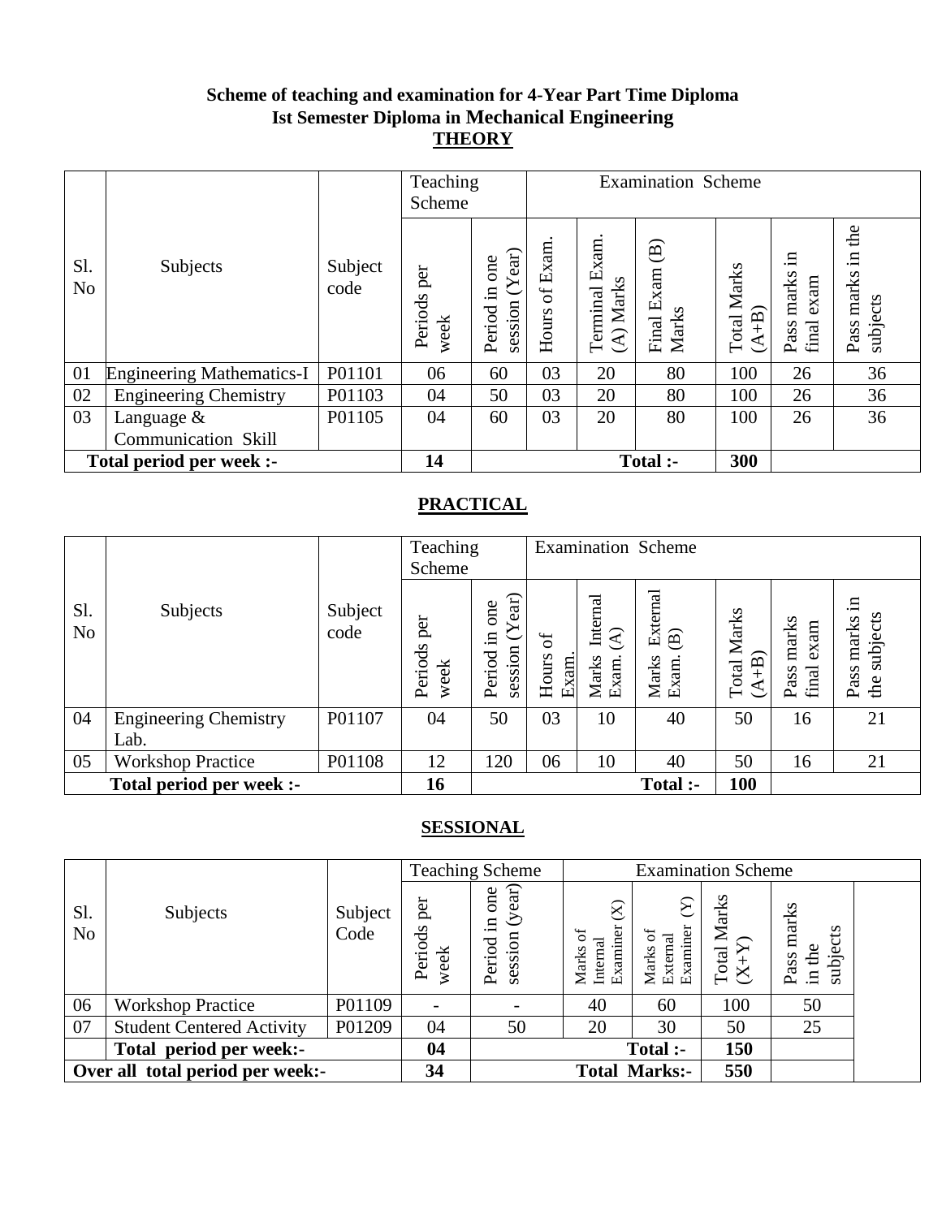**Scheme of teaching and examination for 4-Year Part Time Diploma**
**Ist Semester Diploma in Mechanical Engineering**

## THEORY

| Sl. No | Subjects | Subject code | Teaching Scheme | | Examination Scheme | | | | | |
|---|---|---|---|---|---|---|---|---|---|---|
| | | | Periods per week | Period in one session (Year) | Hours of Exam. | Terminal Exam. (A) Marks | Final Exam (B) Marks | Total Marks (A+B) | Pass marks in final exam | Pass marks in the subjects |
| 01 | Engineering Mathematics-I | P01101 | 06 | 60 | 03 | 20 | 80 | 100 | 26 | 36 |
| 02 | Engineering Chemistry | P01103 | 04 | 50 | 03 | 20 | 80 | 100 | 26 | 36 |
| 03 | Language & Communication Skill | P01105 | 04 | 60 | 03 | 20 | 80 | 100 | 26 | 36 |
| **Total period per week :-** | | | **14** | | | | **Total :-** | **300** | | |

## PRACTICAL

| Sl. No | Subjects | Subject code | Teaching Scheme | | Examination Scheme | | | | | |
|---|---|---|---|---|---|---|---|---|---|---|
| | | | Periods per week | Period in one session (Year) | Hours of Exam. | Marks Internal Exam. (A) | Marks External Exam. (B) | Total Marks (A+B) | Pass marks final exam | Pass marks in the subjects |
| 04 | Engineering Chemistry Lab. | P01107 | 04 | 50 | 03 | 10 | 40 | 50 | 16 | 21 |
| 05 | Workshop Practice | P01108 | 12 | 120 | 06 | 10 | 40 | 50 | 16 | 21 |
| **Total period per week :-** | | | **16** | | | | **Total :-** | **100** | | |

## SESSIONAL

| Sl. No | Subjects | Subject Code | Teaching Scheme | | Examination Scheme | | | |
|---|---|---|---|---|---|---|---|---|
| | | | Periods per week | Period in one session (year) | Marks of Internal Examiner (X) | Marks of External Examiner (Y) | Total Marks (X+Y) | Pass marks in the subjects |
| 06 | Workshop Practice | P01109 | - | - | 40 | 60 | 100 | 50 |
| 07 | Student Centered Activity | P01209 | 04 | 50 | 20 | 30 | 50 | 25 |
| | **Total period per week:-** | | **04** | | | **Total :-** | **150** | |
| **Over all total period per week:-** | | | **34** | | | **Total Marks:-** | **550** | |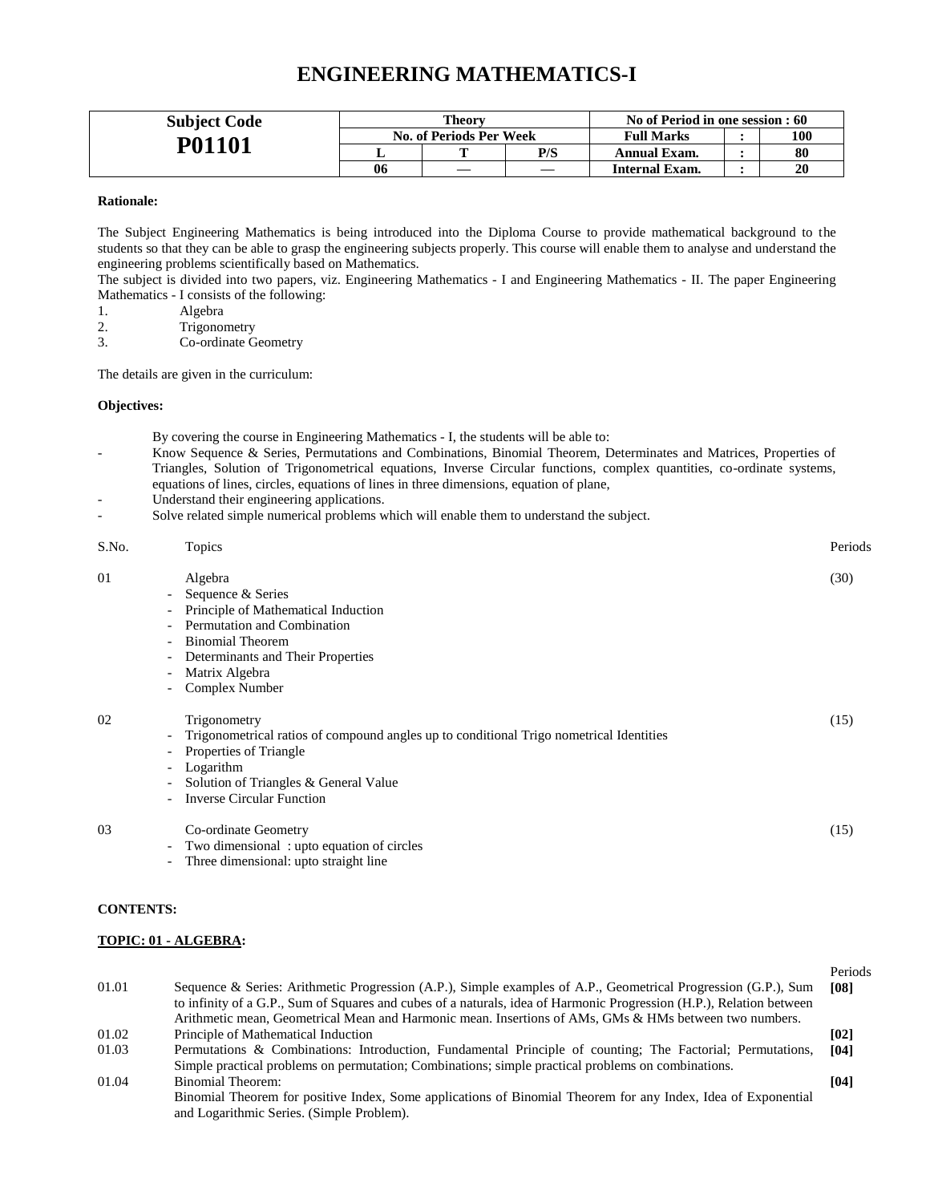# ENGINEERING MATHEMATICS-I

| Subject Code | Theory | | | No of Period in one session : 60 | | |
|---|---|---|---|---|---|---|
| **P01101** | No. of Periods Per Week | | | Full Marks | : | 100 |
| | L | T | P/S | Annual Exam. | : | 80 |
| | 06 | — | — | Internal Exam. | : | 20 |

**Rationale:**

The Subject Engineering Mathematics is being introduced into the Diploma Course to provide mathematical background to the students so that they can be able to grasp the engineering subjects properly. This course will enable them to analyse and understand the engineering problems scientifically based on Mathematics.

The subject is divided into two papers, viz. Engineering Mathematics - I and Engineering Mathematics - II. The paper Engineering Mathematics - I consists of the following:

1. Algebra
2. Trigonometry
3. Co-ordinate Geometry

The details are given in the curriculum:

**Objectives:**

By covering the course in Engineering Mathematics - I, the students will be able to:

- Know Sequence & Series, Permutations and Combinations, Binomial Theorem, Determinates and Matrices, Properties of Triangles, Solution of Trigonometrical equations, Inverse Circular functions, complex quantities, co-ordinate systems, equations of lines, circles, equations of lines in three dimensions, equation of plane,
- Understand their engineering applications.
- Solve related simple numerical problems which will enable them to understand the subject.

| S.No. | Topics | Periods |
|---|---|---|
| 01 | Algebra<br>- Sequence & Series<br>- Principle of Mathematical Induction<br>- Permutation and Combination<br>- Binomial Theorem<br>- Determinants and Their Properties<br>- Matrix Algebra<br>- Complex Number | (30) |
| 02 | Trigonometry<br>- Trigonometrical ratios of compound angles up to conditional Trigo nometrical Identities<br>- Properties of Triangle<br>- Logarithm<br>- Solution of Triangles & General Value<br>- Inverse Circular Function | (15) |
| 03 | Co-ordinate Geometry<br>- Two dimensional : upto equation of circles<br>- Three dimensional: upto straight line | (15) |

**CONTENTS:**

**TOPIC: 01 - ALGEBRA:**

| | | Periods |
|---|---|---|
| 01.01 | Sequence & Series: Arithmetic Progression (A.P.), Simple examples of A.P., Geometrical Progression (G.P.), Sum to infinity of a G.P., Sum of Squares and cubes of a naturals, idea of Harmonic Progression (H.P.), Relation between Arithmetic mean, Geometrical Mean and Harmonic mean. Insertions of AMs, GMs & HMs between two numbers. | **[08]** |
| 01.02 | Principle of Mathematical Induction | **[02]** |
| 01.03 | Permutations & Combinations: Introduction, Fundamental Principle of counting; The Factorial; Permutations, Simple practical problems on permutation; Combinations; simple practical problems on combinations. | **[04]** |
| 01.04 | Binomial Theorem:<br>Binomial Theorem for positive Index, Some applications of Binomial Theorem for any Index, Idea of Exponential and Logarithmic Series. (Simple Problem). | **[04]** |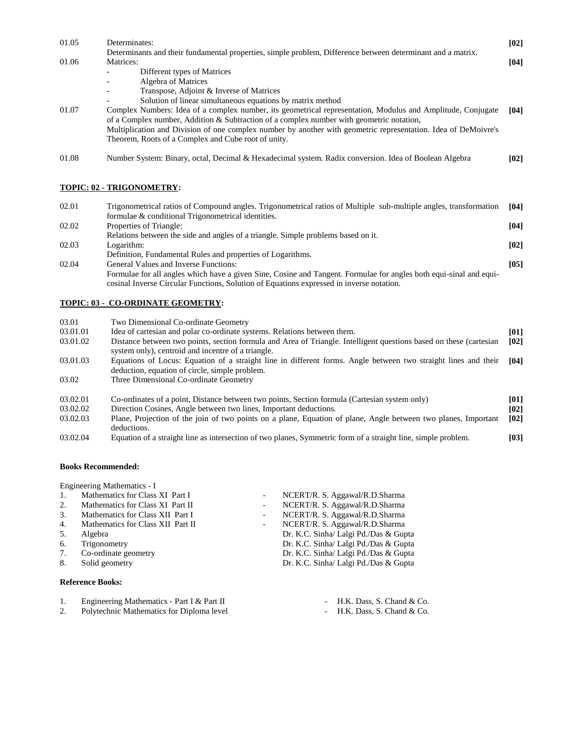| | | |
|---|---|---|
| 01.05 | Determinates:<br>Determinants and their fundamental properties, simple problem, Difference between determinant and a matrix. | [02] |
| 01.06 | Matrices:<br>- Different types of Matrices<br>- Algebra of Matrices<br>- Transpose, Adjoint & Inverse of Matrices<br>- Solution of linear simultaneous equations by matrix method | [04] |
| 01.07 | Complex Numbers: Idea of a complex number, its geometrical representation, Modulus and Amplitude, Conjugate of a Complex number, Addition & Subtraction of a complex number with geometric notation,<br>Multiplication and Division of one complex number by another with geometric representation. Idea of DeMoivre's Theorem, Roots of a Complex and Cube root of unity. | [04] |
| 01.08 | Number System: Binary, octal, Decimal & Hexadecimal system. Radix conversion. Idea of Boolean Algebra | [02] |

**TOPIC: 02 - TRIGONOMETRY:**

| | | |
|---|---|---|
| 02.01 | Trigonometrical ratios of Compound angles. Trigonometrical ratios of Multiple sub-multiple angles, transformation formulae & conditional Trigonometrical identities. | [04] |
| 02.02 | Properties of Triangle:<br>Relations between the side and angles of a triangle. Simple problems based on it. | [04] |
| 02.03 | Logarithm:<br>Definition, Fundamental Rules and properties of Logarithms. | [02] |
| 02.04 | General Values and Inverse Functions:<br>Formulae for all angles which have a given Sine, Cosine and Tangent. Formulae for angles both equi-sinal and equi-cosinal Inverse Circular Functions, Solution of Equations expressed in inverse notation. | [05] |

**TOPIC: 03 - CO-ORDINATE GEOMETRY:**

| | | |
|---|---|---|
| 03.01 | Two Dimensional Co-ordinate Geometry | |
| 03.01.01 | Idea of cartesian and polar co-ordinate systems. Relations between them. | [01] |
| 03.01.02 | Distance between two points, section formula and Area of Triangle. Intelligent questions based on these (cartesian system only), centroid and incentre of a triangle. | [02] |
| 03.01.03 | Equations of Locus: Equation of a straight line in different forms. Angle between two straight lines and their deduction, equation of circle, simple problem. | [04] |
| 03.02 | Three Dimensional Co-ordinate Geometry | |
| 03.02.01 | Co-ordinates of a point, Distance between two points, Section formula (Cartesian system only) | [01] |
| 03.02.02 | Direction Cosines, Angle between two lines, Important deductions. | [02] |
| 03.02.03 | Plane, Projection of the join of two points on a plane, Equation of plane, Angle between two planes, Important deductions. | [02] |
| 03.02.04 | Equation of a straight line as intersection of two planes, Symmetric form of a straight line, simple problem. | [03] |

**Books Recommended:**

Engineering Mathematics - I

1. Mathematics for Class XI Part I - NCERT/R. S. Aggawal/R.D.Sharma
2. Mathematics for Class XI Part II - NCERT/R. S. Aggawal/R.D.Sharma
3. Mathematics for Class XII Part I - NCERT/R. S. Aggawal/R.D.Sharma
4. Mathematics for Class XII Part II - NCERT/R. S. Aggawal/R.D.Sharma
5. Algebra - Dr. K.C. Sinha/ Lalgi Pd./Das & Gupta
6. Trigonometry - Dr. K.C. Sinha/ Lalgi Pd./Das & Gupta
7. Co-ordinate geometry - Dr. K.C. Sinha/ Lalgi Pd./Das & Gupta
8. Solid geometry - Dr. K.C. Sinha/ Lalgi Pd./Das & Gupta

**Reference Books:**

1. Engineering Mathematics - Part I & Part II - H.K. Dass, S. Chand & Co.
2. Polytechnic Mathematics for Diploma level - H.K. Dass, S. Chand & Co.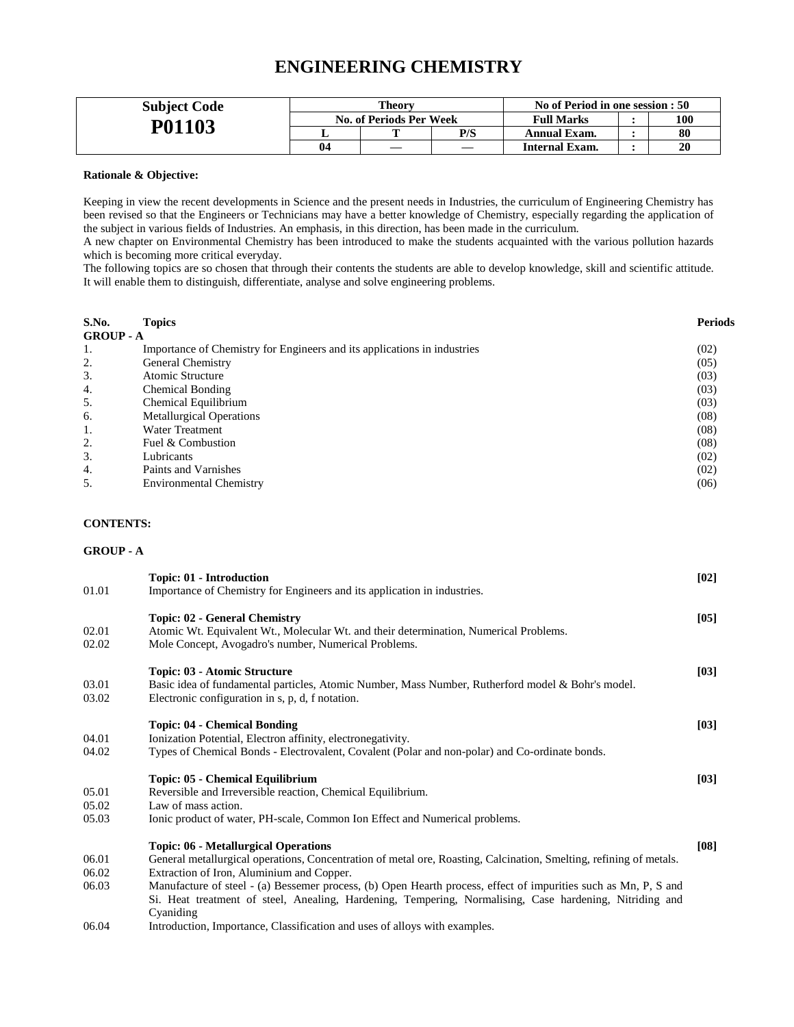# ENGINEERING CHEMISTRY

| Subject Code | Theory | | | No of Period in one session : 50 | | |
|---|---|---|---|---|---|---|
| **P01103** | No. of Periods Per Week | | | Full Marks | : | 100 |
| | L | T | P/S | Annual Exam. | : | 80 |
| | 04 | — | — | Internal Exam. | : | 20 |

**Rationale & Objective:**

Keeping in view the recent developments in Science and the present needs in Industries, the curriculum of Engineering Chemistry has been revised so that the Engineers or Technicians may have a better knowledge of Chemistry, especially regarding the application of the subject in various fields of Industries. An emphasis, in this direction, has been made in the curriculum.
A new chapter on Environmental Chemistry has been introduced to make the students acquainted with the various pollution hazards which is becoming more critical everyday.
The following topics are so chosen that through their contents the students are able to develop knowledge, skill and scientific attitude. It will enable them to distinguish, differentiate, analyse and solve engineering problems.

| S.No. | Topics | Periods |
|---|---|---|
| **GROUP - A** | | |
| 1. | Importance of Chemistry for Engineers and its applications in industries | (02) |
| 2. | General Chemistry | (05) |
| 3. | Atomic Structure | (03) |
| 4. | Chemical Bonding | (03) |
| 5. | Chemical Equilibrium | (03) |
| 6. | Metallurgical Operations | (08) |
| 1. | Water Treatment | (08) |
| 2. | Fuel & Combustion | (08) |
| 3. | Lubricants | (02) |
| 4. | Paints and Varnishes | (02) |
| 5. | Environmental Chemistry | (06) |

**CONTENTS:**

**GROUP - A**

**Topic: 01 - Introduction** **[02]**

01.01 Importance of Chemistry for Engineers and its application in industries.

**Topic: 02 - General Chemistry** **[05]**

02.01 Atomic Wt. Equivalent Wt., Molecular Wt. and their determination, Numerical Problems.
02.02 Mole Concept, Avogadro's number, Numerical Problems.

**Topic: 03 - Atomic Structure** **[03]**

03.01 Basic idea of fundamental particles, Atomic Number, Mass Number, Rutherford model & Bohr's model.
03.02 Electronic configuration in s, p, d, f notation.

**Topic: 04 - Chemical Bonding** **[03]**

04.01 Ionization Potential, Electron affinity, electronegativity.
04.02 Types of Chemical Bonds - Electrovalent, Covalent (Polar and non-polar) and Co-ordinate bonds.

**Topic: 05 - Chemical Equilibrium** **[03]**

05.01 Reversible and Irreversible reaction, Chemical Equilibrium.
05.02 Law of mass action.
05.03 Ionic product of water, PH-scale, Common Ion Effect and Numerical problems.

**Topic: 06 - Metallurgical Operations** **[08]**

06.01 General metallurgical operations, Concentration of metal ore, Roasting, Calcination, Smelting, refining of metals.
06.02 Extraction of Iron, Aluminium and Copper.
06.03 Manufacture of steel - (a) Bessemer process, (b) Open Hearth process, effect of impurities such as Mn, P, S and Si. Heat treatment of steel, Anealing, Hardening, Tempering, Normalising, Case hardening, Nitriding and Cyaniding
06.04 Introduction, Importance, Classification and uses of alloys with examples.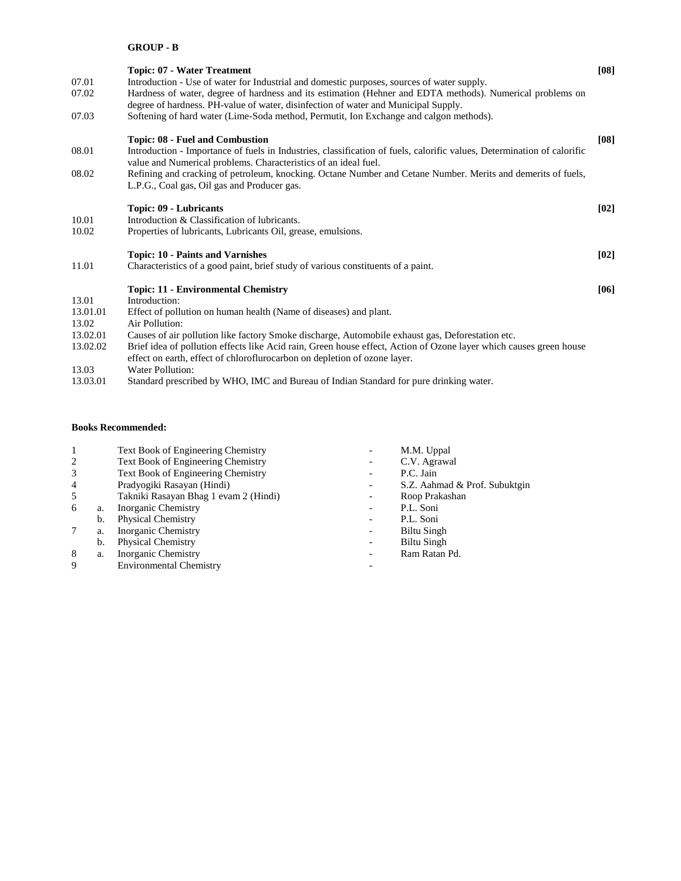**GROUP - B**

| | | |
|---|---|---|
| | **Topic: 07 - Water Treatment** | **[08]** |
| 07.01 | Introduction - Use of water for Industrial and domestic purposes, sources of water supply. | |
| 07.02 | Hardness of water, degree of hardness and its estimation (Hehner and EDTA methods). Numerical problems on degree of hardness. PH-value of water, disinfection of water and Municipal Supply. | |
| 07.03 | Softening of hard water (Lime-Soda method, Permutit, Ion Exchange and calgon methods). | |
| | **Topic: 08 - Fuel and Combustion** | **[08]** |
| 08.01 | Introduction - Importance of fuels in Industries, classification of fuels, calorific values, Determination of calorific value and Numerical problems. Characteristics of an ideal fuel. | |
| 08.02 | Refining and cracking of petroleum, knocking. Octane Number and Cetane Number. Merits and demerits of fuels, L.P.G., Coal gas, Oil gas and Producer gas. | |
| | **Topic: 09 - Lubricants** | **[02]** |
| 10.01 | Introduction & Classification of lubricants. | |
| 10.02 | Properties of lubricants, Lubricants Oil, grease, emulsions. | |
| | **Topic: 10 - Paints and Varnishes** | **[02]** |
| 11.01 | Characteristics of a good paint, brief study of various constituents of a paint. | |
| | **Topic: 11 - Environmental Chemistry** | **[06]** |
| 13.01 | Introduction: | |
| 13.01.01 | Effect of pollution on human health (Name of diseases) and plant. | |
| 13.02 | Air Pollution: | |
| 13.02.01 | Causes of air pollution like factory Smoke discharge, Automobile exhaust gas, Deforestation etc. | |
| 13.02.02 | Brief idea of pollution effects like Acid rain, Green house effect, Action of Ozone layer which causes green house effect on earth, effect of chloroflurocarbon on depletion of ozone layer. | |
| 13.03 | Water Pollution: | |
| 13.03.01 | Standard prescribed by WHO, IMC and Bureau of Indian Standard for pure drinking water. | |

**Books Recommended:**

| | | | | |
|---|---|---|---|---|
| 1 | | Text Book of Engineering Chemistry | - | M.M. Uppal |
| 2 | | Text Book of Engineering Chemistry | - | C.V. Agrawal |
| 3 | | Text Book of Engineering Chemistry | - | P.C. Jain |
| 4 | | Pradyogiki Rasayan (Hindi) | - | S.Z. Aahmad & Prof. Subuktgin |
| 5 | | Takniki Rasayan Bhag 1 evam 2 (Hindi) | - | Roop Prakashan |
| 6 | a. | Inorganic Chemistry | - | P.L. Soni |
| | b. | Physical Chemistry | - | P.L. Soni |
| 7 | a. | Inorganic Chemistry | - | Biltu Singh |
| | b. | Physical Chemistry | - | Biltu Singh |
| 8 | a. | Inorganic Chemistry | - | Ram Ratan Pd. |
| 9 | | Environmental Chemistry | - | |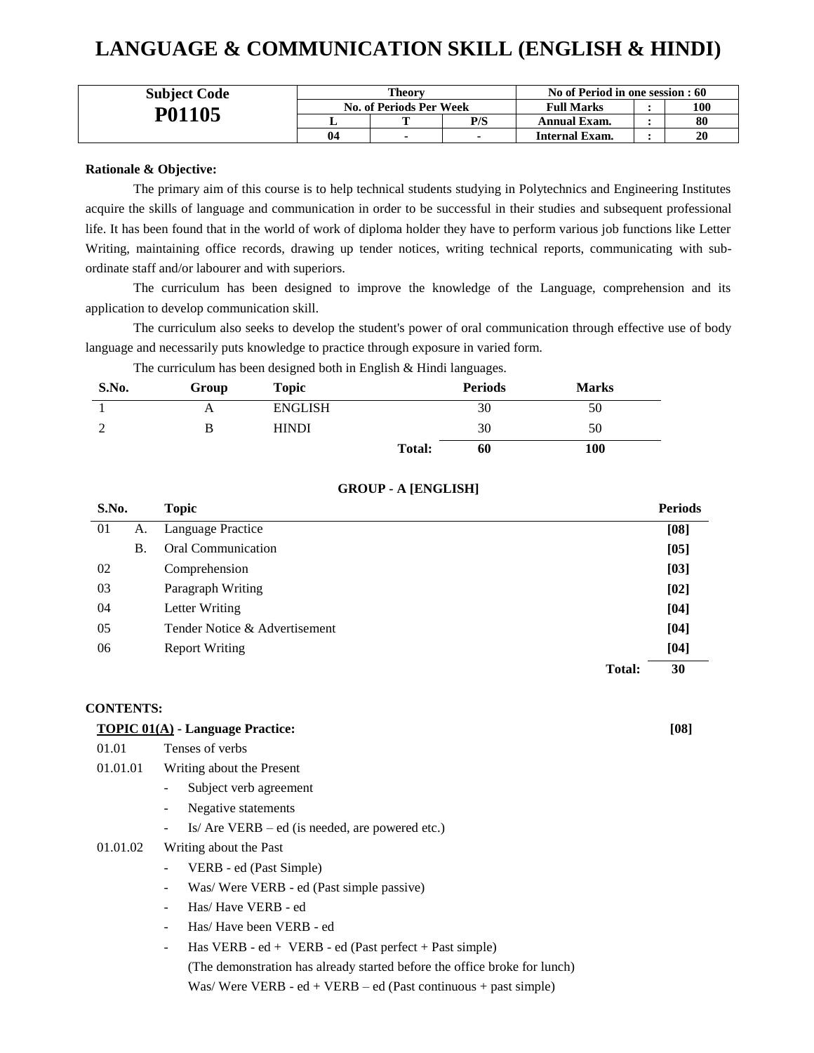# LANGUAGE & COMMUNICATION SKILL (ENGLISH & HINDI)

| Subject Code | Theory | | | No of Period in one session : 60 | | |
|---|---|---|---|---|---|---|
| **P01105** | No. of Periods Per Week | | | Full Marks | : | 100 |
| | L | T | P/S | Annual Exam. | : | 80 |
| | 04 | - | - | Internal Exam. | : | 20 |

**Rationale & Objective:**

The primary aim of this course is to help technical students studying in Polytechnics and Engineering Institutes acquire the skills of language and communication in order to be successful in their studies and subsequent professional life. It has been found that in the world of work of diploma holder they have to perform various job functions like Letter Writing, maintaining office records, drawing up tender notices, writing technical reports, communicating with sub-ordinate staff and/or labourer and with superiors.

The curriculum has been designed to improve the knowledge of the Language, comprehension and its application to develop communication skill.

The curriculum also seeks to develop the student's power of oral communication through effective use of body language and necessarily puts knowledge to practice through exposure in varied form.

The curriculum has been designed both in English & Hindi languages.

| S.No. | Group | Topic | Periods | Marks |
|---|---|---|---|---|
| 1 | A | ENGLISH | 30 | 50 |
| 2 | B | HINDI | 30 | 50 |
| | | **Total:** | **60** | **100** |

**GROUP - A [ENGLISH]**

| S.No. | | Topic | Periods |
|---|---|---|---|
| 01 | A. | Language Practice | [08] |
| | B. | Oral Communication | [05] |
| 02 | | Comprehension | [03] |
| 03 | | Paragraph Writing | [02] |
| 04 | | Letter Writing | [04] |
| 05 | | Tender Notice & Advertisement | [04] |
| 06 | | Report Writing | [04] |
| | | **Total:** | **30** |

**CONTENTS:**

**TOPIC 01(A) - Language Practice:** **[08]**

01.01 Tenses of verbs

01.01.01 Writing about the Present

- Subject verb agreement
- Negative statements
- Is/ Are VERB – ed (is needed, are powered etc.)

01.01.02 Writing about the Past

- VERB - ed (Past Simple)
- Was/ Were VERB - ed (Past simple passive)
- Has/ Have VERB - ed
- Has/ Have been VERB - ed
- Has VERB - ed + VERB - ed (Past perfect + Past simple)
  (The demonstration has already started before the office broke for lunch)
  Was/ Were VERB - ed + VERB – ed (Past continuous + past simple)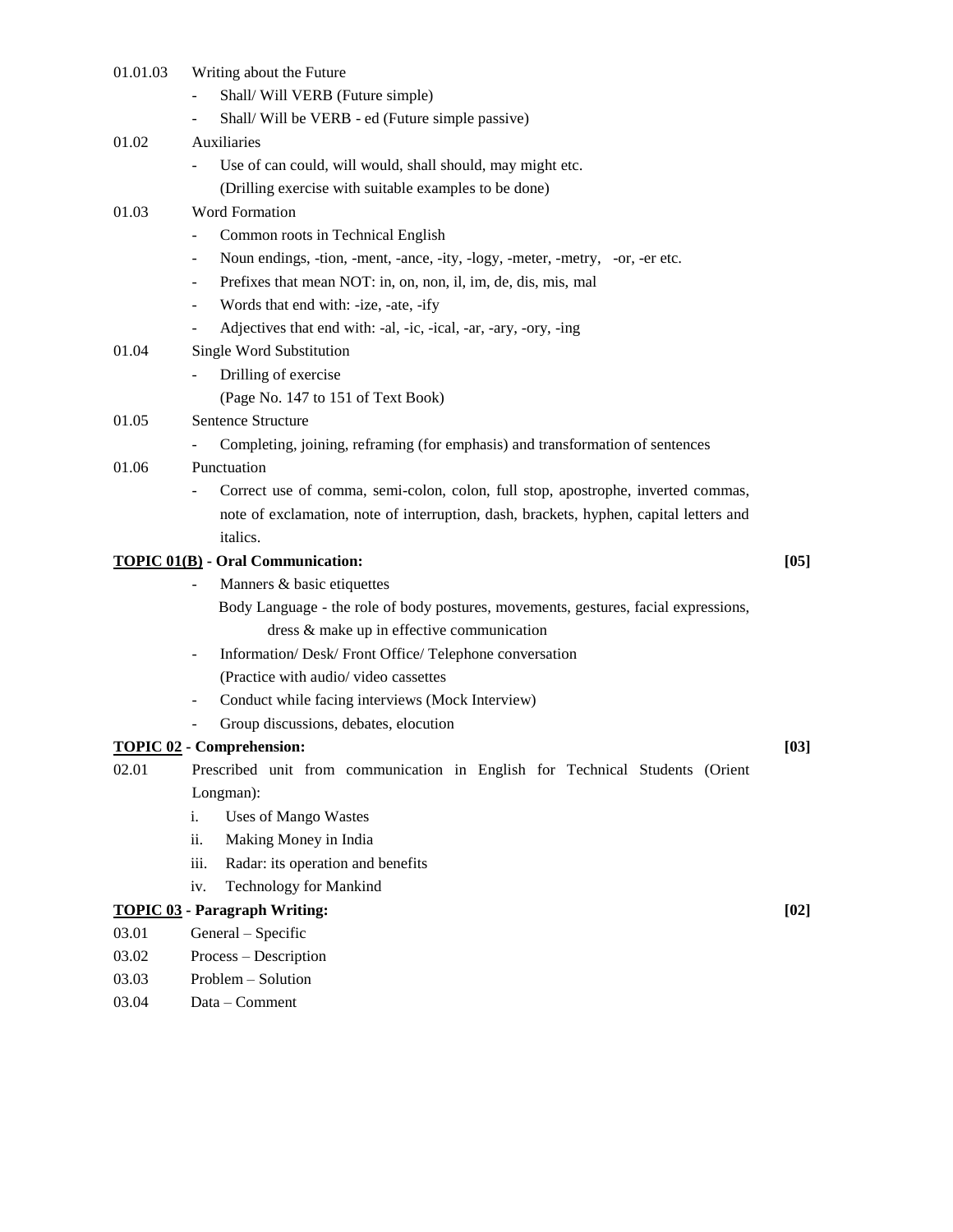01.01.03 Writing about the Future

- Shall/ Will VERB (Future simple)
- Shall/ Will be VERB - ed (Future simple passive)

01.02 Auxiliaries

- Use of can could, will would, shall should, may might etc.
  (Drilling exercise with suitable examples to be done)

01.03 Word Formation

- Common roots in Technical English
- Noun endings, -tion, -ment, -ance, -ity, -logy, -meter, -metry, -or, -er etc.
- Prefixes that mean NOT: in, on, non, il, im, de, dis, mis, mal
- Words that end with: -ize, -ate, -ify
- Adjectives that end with: -al, -ic, -ical, -ar, -ary, -ory, -ing

01.04 Single Word Substitution

- Drilling of exercise
  (Page No. 147 to 151 of Text Book)

01.05 Sentence Structure

- Completing, joining, reframing (for emphasis) and transformation of sentences

01.06 Punctuation

- Correct use of comma, semi-colon, colon, full stop, apostrophe, inverted commas, note of exclamation, note of interruption, dash, brackets, hyphen, capital letters and italics.

**TOPIC 01(B) - Oral Communication:** **[05]**

- Manners & basic etiquettes
  Body Language - the role of body postures, movements, gestures, facial expressions, dress & make up in effective communication
- Information/ Desk/ Front Office/ Telephone conversation
  (Practice with audio/ video cassettes
- Conduct while facing interviews (Mock Interview)
- Group discussions, debates, elocution

**TOPIC 02 - Comprehension:** **[03]**

02.01 Prescribed unit from communication in English for Technical Students (Orient Longman):

i. Uses of Mango Wastes
ii. Making Money in India
iii. Radar: its operation and benefits
iv. Technology for Mankind

**TOPIC 03 - Paragraph Writing:** **[02]**

03.01 General – Specific

03.02 Process – Description

03.03 Problem – Solution

03.04 Data – Comment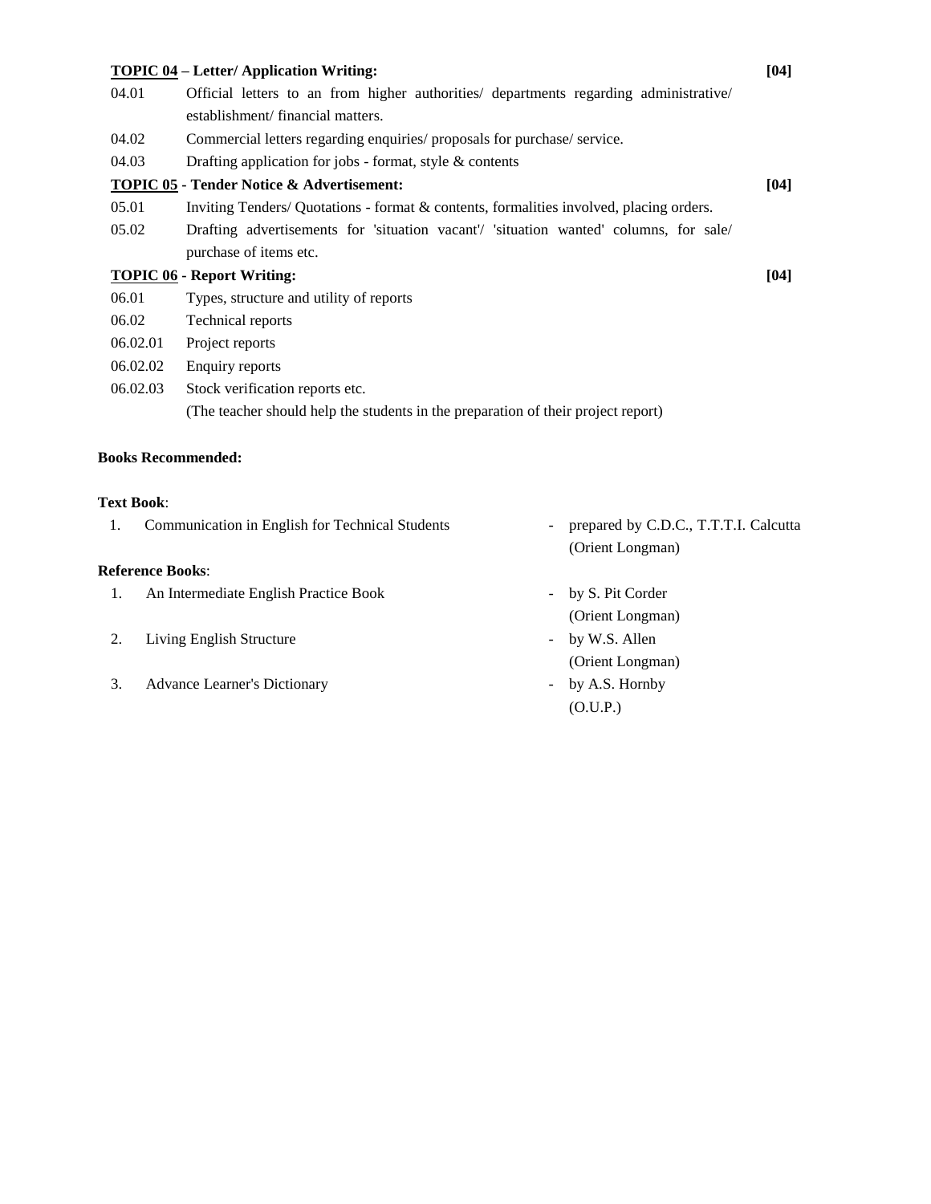**<u>TOPIC 04</u> – Letter/ Application Writing:** **[04]**

| | |
|---|---|
| 04.01 | Official letters to an from higher authorities/ departments regarding administrative/ establishment/ financial matters. |
| 04.02 | Commercial letters regarding enquiries/ proposals for purchase/ service. |
| 04.03 | Drafting application for jobs - format, style & contents |

**<u>TOPIC 05</u> - Tender Notice & Advertisement:** **[04]**

| | |
|---|---|
| 05.01 | Inviting Tenders/ Quotations - format & contents, formalities involved, placing orders. |
| 05.02 | Drafting advertisements for 'situation vacant'/ 'situation wanted' columns, for sale/ purchase of items etc. |

**<u>TOPIC 06</u> - Report Writing:** **[04]**

| | |
|---|---|
| 06.01 | Types, structure and utility of reports |
| 06.02 | Technical reports |
| 06.02.01 | Project reports |
| 06.02.02 | Enquiry reports |
| 06.02.03 | Stock verification reports etc. |
| | (The teacher should help the students in the preparation of their project report) |

**Books Recommended:**

**Text Book**:

1. Communication in English for Technical Students - prepared by C.D.C., T.T.T.I. Calcutta (Orient Longman)

**Reference Books**:

1. An Intermediate English Practice Book - by S. Pit Corder (Orient Longman)
2. Living English Structure - by W.S. Allen (Orient Longman)
3. Advance Learner's Dictionary - by A.S. Hornby (O.U.P.)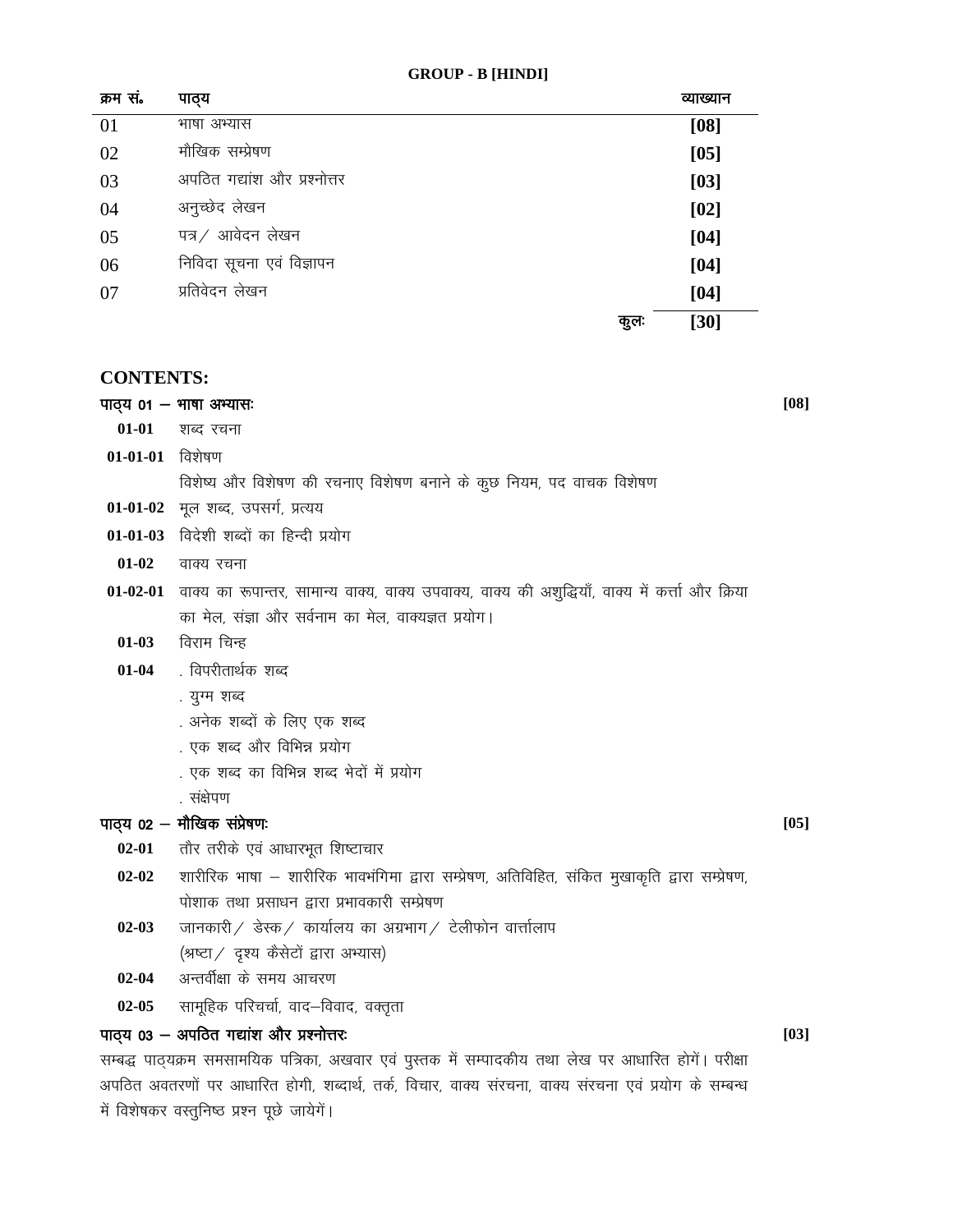**GROUP - B [HINDI]**

| क्रम सं॰ | पाठ्य | व्याख्यान |
|---|---|---|
| 01 | भाषा अभ्यास | **[08]** |
| 02 | मौखिक सम्प्रेषण | **[05]** |
| 03 | अपठित गद्यांश और प्रश्नोत्तर | **[03]** |
| 04 | अनुच्छेद लेखन | **[02]** |
| 05 | पत्र / आवेदन लेखन | **[04]** |
| 06 | निविदा सूचना एवं विज्ञापन | **[04]** |
| 07 | प्रतिवेदन लेखन | **[04]** |
| | कुलः | **[30]** |

## CONTENTS:

**पाठ्य 01 – भाषा अभ्यासः** **[08]**

**01-01** शब्द रचना

**01-01-01** विशेषण

विशेष्य और विशेषण की रचनाए विशेषण बनाने के कुछ नियम, पद वाचक विशेषण

**01-01-02** मूल शब्द, उपसर्ग, प्रत्यय

**01-01-03** विदेशी शब्दों का हिन्दी प्रयोग

**01-02** वाक्य रचना

**01-02-01** वाक्य का रूपान्तर, सामान्य वाक्य, वाक्य उपवाक्य, वाक्य की अशुद्धियाँ, वाक्य में कर्त्ता और क्रिया का मेल, संज्ञा और सर्वनाम का मेल, वाक्यज्ञत प्रयोग।

**01-03** विराम चिन्ह

**01-04**
. विपरीतार्थक शब्द
. युग्म शब्द
. अनेक शब्दों के लिए एक शब्द
. एक शब्द और विभिन्न प्रयोग
. एक शब्द का विभिन्न शब्द भेदों में प्रयोग
. संक्षेपण

**पाठ्य 02 – मौखिक संप्रेषणः** **[05]**

**02-01** तौर तरीके एवं आधारभूत शिष्टाचार

**02-02** शारीरिक भाषा – शारीरिक भावभंगिमा द्वारा सम्प्रेषण, अतिविहित, संकित मुखाकृति द्वारा सम्प्रेषण, पोशाक तथा प्रसाधन द्वारा प्रभावकारी सम्प्रेषण

**02-03** जानकारी / डेस्क / कार्यालय का अग्रभाग / टेलीफोन वार्त्तालाप
(श्रष्टा / दृश्य कैसेटों द्वारा अभ्यास)

**02-04** अन्तर्वीक्षा के समय आचरण

**02-05** सामूहिक परिचर्चा, वाद–विवाद, वक्तृता

**पाठ्य 03 – अपठित गद्यांश और प्रश्नोत्तरः** **[03]**

सम्बद्ध पाठ्यक्रम समसामयिक पत्रिका, अखवार एवं पुस्तक में सम्पादकीय तथा लेख पर आधारित होगें। परीक्षा अपठित अवतरणों पर आधारित होगी, शब्दार्थ, तर्क, विचार, वाक्य संरचना, वाक्य संरचना एवं प्रयोग के सम्बन्ध में विशेषकर वस्तुनिष्ठ प्रश्न पूछे जायेगें।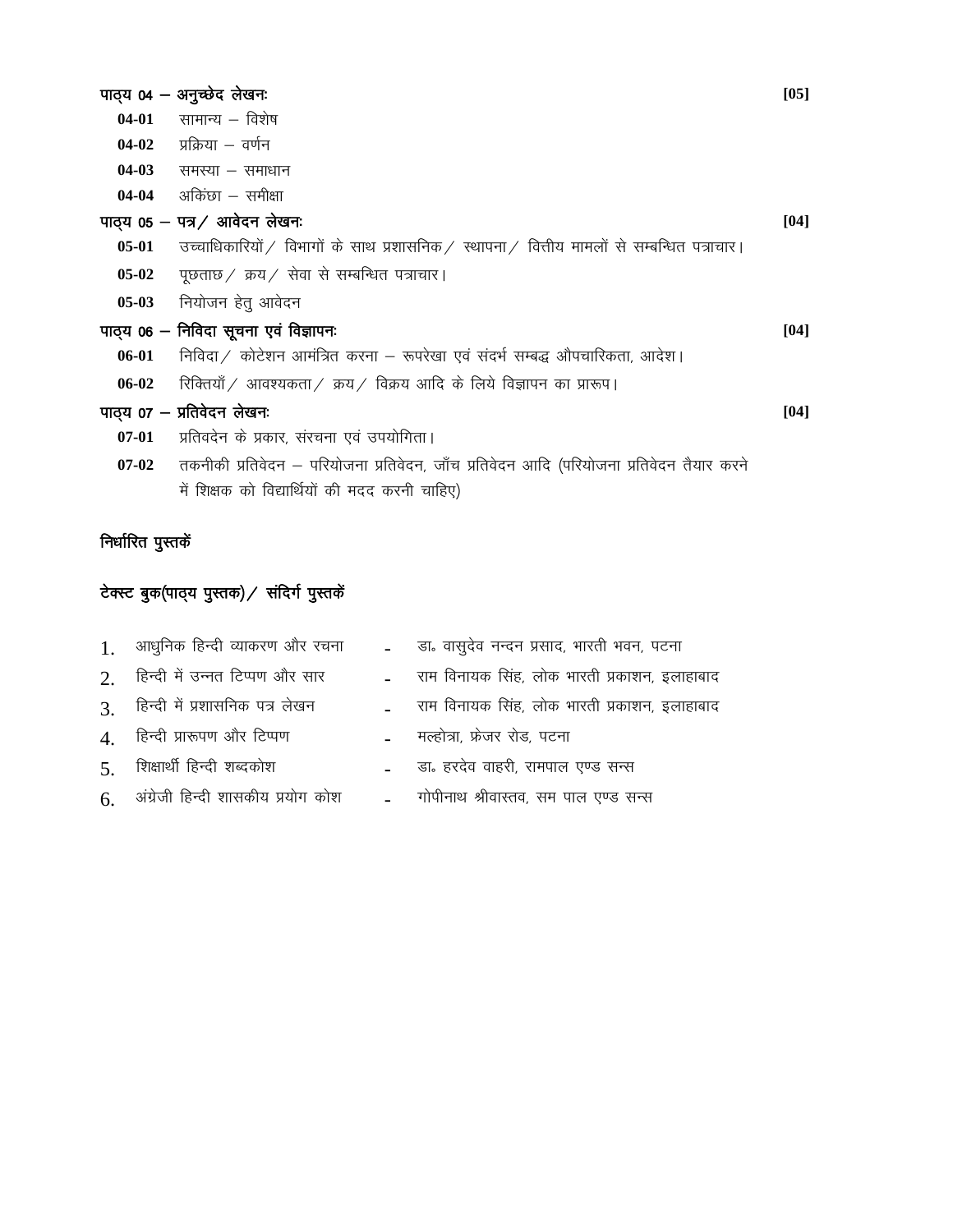**पाठ्य 04 – अनुच्छेद लेखनः** **[05]**

- **04-01** सामान्य – विशेष
- **04-02** प्रक्रिया – वर्णन
- **04-03** समस्या – समाधान
- **04-04** अकिंछा – समीक्षा

**पाठ्य 05 – पत्र/ आवेदन लेखनः** **[04]**

- **05-01** उच्चाधिकारियों/ विभागों के साथ प्रशासनिक/ स्थापना/ वित्तीय मामलों से सम्बन्धित पत्राचार।
- **05-02** पूछताछ/ क्रय/ सेवा से सम्बन्धित पत्राचार।
- **05-03** नियोजन हेतु आवेदन

**पाठ्य 06 – निविदा सूचना एवं विज्ञापनः** **[04]**

- **06-01** निविदा/ कोटेशन आमंत्रित करना – रूपरेखा एवं संदर्भ सम्बद्ध औपचारिकता, आदेश।
- **06-02** रिक्तियाँ/ आवश्यकता/ क्रय/ विक्रय आदि के लिये विज्ञापन का प्रारूप।

**पाठ्य 07 – प्रतिवेदन लेखनः** **[04]**

- **07-01** प्रतिवदेन के प्रकार, संरचना एवं उपयोगिता।
- **07-02** तकनीकी प्रतिवेदन – परियोजना प्रतिवेदन, जाँच प्रतिवेदन आदि (परियोजना प्रतिवेदन तैयार करने में शिक्षक को विद्यार्थियों की मदद करनी चाहिए)

## निर्धारित पुस्तकें

## टेक्स्ट बुक(पाठ्य पुस्तक)/ संदिर्ग पुस्तकें

1. आधुनिक हिन्दी व्याकरण और रचना - डा॰ वासुदेव नन्दन प्रसाद, भारती भवन, पटना
2. हिन्दी में उन्नत टिप्पण और सार - राम विनायक सिंह, लोक भारती प्रकाशन, इलाहाबाद
3. हिन्दी में प्रशासनिक पत्र लेखन - राम विनायक सिंह, लोक भारती प्रकाशन, इलाहाबाद
4. हिन्दी प्रारूपण और टिप्पण - मल्होत्रा, फ्रेजर रोड, पटना
5. शिक्षार्थी हिन्दी शब्दकोश - डा॰ हरदेव वाहरी, रामपाल एण्ड सन्स
6. अंग्रेजी हिन्दी शासकीय प्रयोग कोश - गोपीनाथ श्रीवास्तव, सम पाल एण्ड सन्स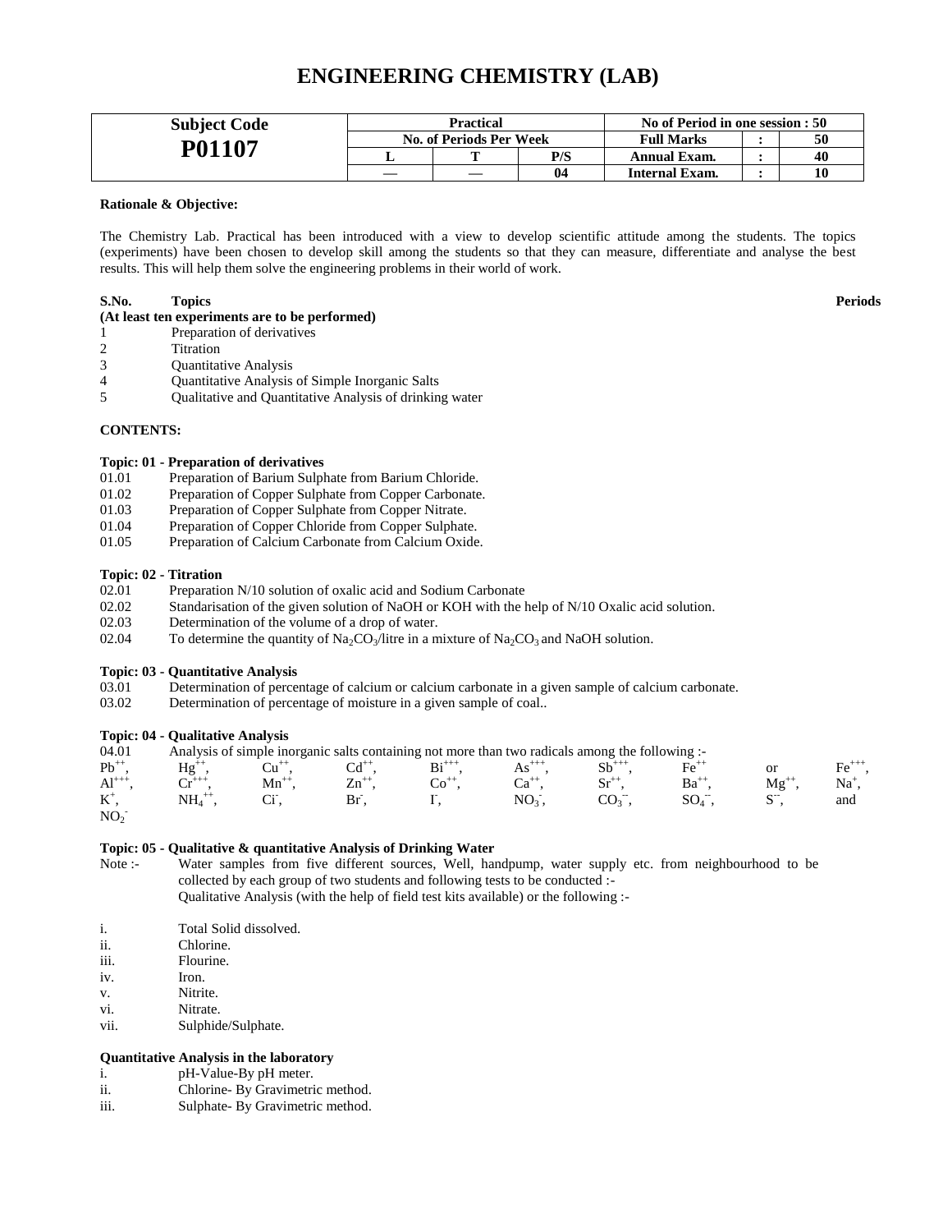# ENGINEERING CHEMISTRY (LAB)

| Subject Code | Practical | | | No of Period in one session : 50 | | |
|---|---|---|---|---|---|---|
| **P01107** | No. of Periods Per Week | | | Full Marks | : | 50 |
| | L | T | P/S | Annual Exam. | : | 40 |
| | — | — | 04 | Internal Exam. | : | 10 |

**Rationale & Objective:**

The Chemistry Lab. Practical has been introduced with a view to develop scientific attitude among the students. The topics (experiments) have been chosen to develop skill among the students so that they can measure, differentiate and analyse the best results. This will help them solve the engineering problems in their world of work.

| S.No. | Topics | Periods |
|---|---|---|
| | **(At least ten experiments are to be performed)** | |
| 1 | Preparation of derivatives | |
| 2 | Titration | |
| 3 | Quantitative Analysis | |
| 4 | Quantitative Analysis of Simple Inorganic Salts | |
| 5 | Qualitative and Quantitative Analysis of drinking water | |

**CONTENTS:**

**Topic: 01 - Preparation of derivatives**

01.01 Preparation of Barium Sulphate from Barium Chloride.
01.02 Preparation of Copper Sulphate from Copper Carbonate.
01.03 Preparation of Copper Sulphate from Copper Nitrate.
01.04 Preparation of Copper Chloride from Copper Sulphate.
01.05 Preparation of Calcium Carbonate from Calcium Oxide.

**Topic: 02 - Titration**

02.01 Preparation N/10 solution of oxalic acid and Sodium Carbonate
02.02 Standarisation of the given solution of NaOH or KOH with the help of N/10 Oxalic acid solution.
02.03 Determination of the volume of a drop of water.
02.04 To determine the quantity of $Na_2CO_3$/litre in a mixture of $Na_2CO_3$ and NaOH solution.

**Topic: 03 - Quantitative Analysis**

03.01 Determination of percentage of calcium or calcium carbonate in a given sample of calcium carbonate.
03.02 Determination of percentage of moisture in a given sample of coal..

**Topic: 04 - Qualitative Analysis**

04.01 Analysis of simple inorganic salts containing not more than two radicals among the following :-
$Pb^{++}$, $Hg^{++}$, $Cu^{++}$, $Cd^{++}$, $Bi^{+++}$, $As^{+++}$, $Sb^{+++}$, $Fe^{++}$ or $Fe^{+++}$, $Al^{+++}$, $Cr^{+++}$, $Mn^{++}$, $Zn^{++}$, $Co^{++}$, $Ca^{++}$, $Sr^{++}$, $Ba^{++}$, $Mg^{++}$, $Na^{+}$, $K^{+}$, $NH_4^{++}$, $Ci^{-}$, $Br^{-}$, $I^{-}$, $NO_3^{-}$, $CO_3^{--}$, $SO_4^{--}$, $S^{--}$, and $NO_2^{-}$

**Topic: 05 - Qualitative & quantitative Analysis of Drinking Water**

Note :- Water samples from five different sources, Well, handpump, water supply etc. from neighbourhood to be collected by each group of two students and following tests to be conducted :-
Qualitative Analysis (with the help of field test kits available) or the following :-

i. Total Solid dissolved.
ii. Chlorine.
iii. Flourine.
iv. Iron.
v. Nitrite.
vi. Nitrate.
vii. Sulphide/Sulphate.

**Quantitative Analysis in the laboratory**

i. pH-Value-By pH meter.
ii. Chlorine- By Gravimetric method.
iii. Sulphate- By Gravimetric method.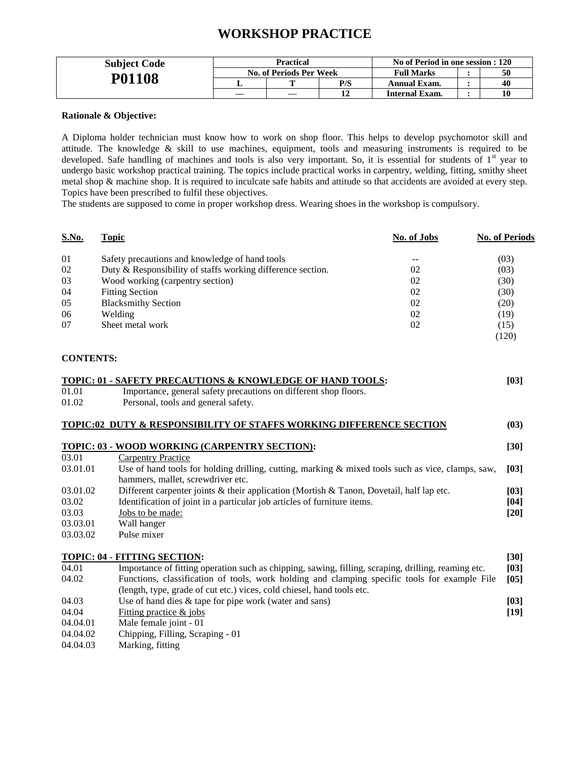# WORKSHOP PRACTICE

| Subject Code | Practical | | | No of Period in one session : 120 | | |
|---|---|---|---|---|---|---|
| **P01108** | No. of Periods Per Week | | | Full Marks | : | 50 |
| | L | T | P/S | Annual Exam. | : | 40 |
| | — | — | 12 | Internal Exam. | : | 10 |

**Rationale & Objective:**

A Diploma holder technician must know how to work on shop floor. This helps to develop psychomotor skill and attitude. The knowledge & skill to use machines, equipment, tools and measuring instruments is required to be developed. Safe handling of machines and tools is also very important. So, it is essential for students of 1st year to undergo basic workshop practical training. The topics include practical works in carpentry, welding, fitting, smithy sheet metal shop & machine shop. It is required to inculcate safe habits and attitude so that accidents are avoided at every step. Topics have been prescribed to fulfil these objectives.
The students are supposed to come in proper workshop dress. Wearing shoes in the workshop is compulsory.

| S.No. | Topic | No. of Jobs | No. of Periods |
|---|---|---|---|
| 01 | Safety precautions and knowledge of hand tools | -- | (03) |
| 02 | Duty & Responsibility of staffs working difference section. | 02 | (03) |
| 03 | Wood working (carpentry section) | 02 | (30) |
| 04 | Fitting Section | 02 | (30) |
| 05 | Blacksmithy Section | 02 | (20) |
| 06 | Welding | 02 | (19) |
| 07 | Sheet metal work | 02 | (15) |
| | | | (120) |

**CONTENTS:**

**TOPIC: 01 - SAFETY PRECAUTIONS & KNOWLEDGE OF HAND TOOLS:** **[03]**

01.01 Importance, general safety precautions on different shop floors.
01.02 Personal, tools and general safety.

**TOPIC:02 DUTY & RESPONSIBILITY OF STAFFS WORKING DIFFERENCE SECTION** **(03)**

**TOPIC: 03 - WOOD WORKING (CARPENTRY SECTION):** **[30]**

03.01 Carpentry Practice
03.01.01 Use of hand tools for holding drilling, cutting, marking & mixed tools such as vice, clamps, saw, hammers, mallet, screwdriver etc. **[03]**
03.01.02 Different carpenter joints & their application (Mortish & Tanon, Dovetail, half lap etc. **[03]**
03.02 Identification of joint in a particular job articles of furniture items. **[04]**
03.03 Jobs to be made: **[20]**
03.03.01 Wall hanger
03.03.02 Pulse mixer

**TOPIC: 04 - FITTING SECTION:** **[30]**

04.01 Importance of fitting operation such as chipping, sawing, filling, scraping, drilling, reaming etc. **[03]**
04.02 Functions, classification of tools, work holding and clamping specific tools for example File (length, type, grade of cut etc.) vices, cold chiesel, hand tools etc. **[05]**
04.03 Use of hand dies & tape for pipe work (water and sans) **[03]**
04.04 Fitting practice & jobs **[19]**
04.04.01 Male female joint - 01
04.04.02 Chipping, Filling, Scraping - 01
04.04.03 Marking, fitting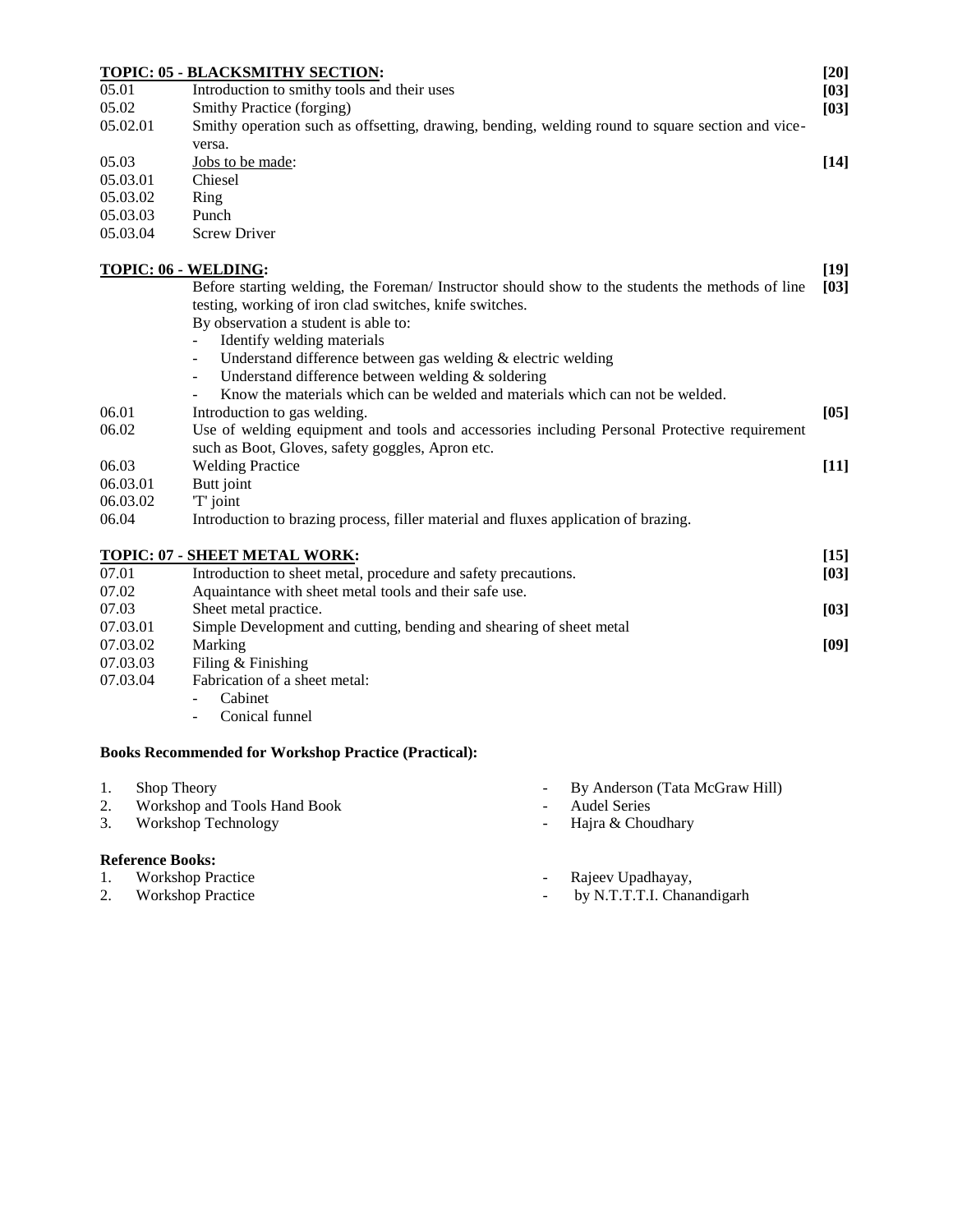| | | |
|---|---|---|
| **TOPIC: 05 - BLACKSMITHY SECTION:** | | **[20]** |
| 05.01 | Introduction to smithy tools and their uses | **[03]** |
| 05.02 | Smithy Practice (forging) | **[03]** |
| 05.02.01 | Smithy operation such as offsetting, drawing, bending, welding round to square section and vice-versa. | |
| 05.03 | Jobs to be made: | **[14]** |
| 05.03.01 | Chiesel | |
| 05.03.02 | Ring | |
| 05.03.03 | Punch | |
| 05.03.04 | Screw Driver | |

| | | |
|---|---|---|
| **TOPIC: 06 - WELDING:** | | **[19]** |
| | Before starting welding, the Foreman/ Instructor should show to the students the methods of line testing, working of iron clad switches, knife switches.<br>By observation a student is able to:<br>- Identify welding materials<br>- Understand difference between gas welding & electric welding<br>- Understand difference between welding & soldering<br>- Know the materials which can be welded and materials which can not be welded. | **[03]** |
| 06.01 | Introduction to gas welding. | **[05]** |
| 06.02 | Use of welding equipment and tools and accessories including Personal Protective requirement such as Boot, Gloves, safety goggles, Apron etc. | |
| 06.03 | Welding Practice | **[11]** |
| 06.03.01 | Butt joint | |
| 06.03.02 | 'T' joint | |
| 06.04 | Introduction to brazing process, filler material and fluxes application of brazing. | |

| | | |
|---|---|---|
| **TOPIC: 07 - SHEET METAL WORK:** | | **[15]** |
| 07.01 | Introduction to sheet metal, procedure and safety precautions. | **[03]** |
| 07.02 | Aquaintance with sheet metal tools and their safe use. | |
| 07.03 | Sheet metal practice. | **[03]** |
| 07.03.01 | Simple Development and cutting, bending and shearing of sheet metal | |
| 07.03.02 | Marking | **[09]** |
| 07.03.03 | Filing & Finishing | |
| 07.03.04 | Fabrication of a sheet metal:<br>- Cabinet<br>- Conical funnel | |

**Books Recommended for Workshop Practice (Practical):**

1. Shop Theory - By Anderson (Tata McGraw Hill)
2. Workshop and Tools Hand Book - Audel Series
3. Workshop Technology - Hajra & Choudhary

**Reference Books:**

1. Workshop Practice - Rajeev Upadhayay,
2. Workshop Practice - by N.T.T.T.I. Chanandigarh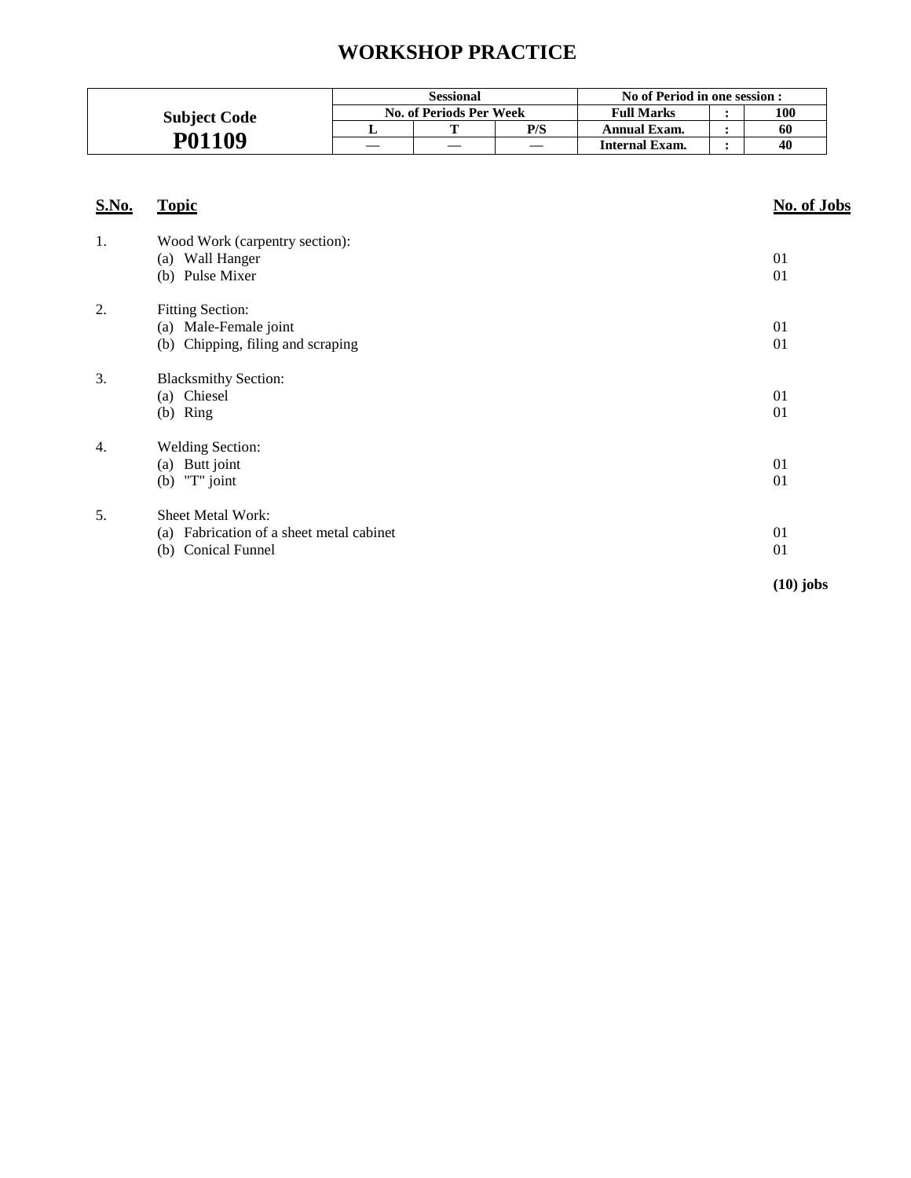# WORKSHOP PRACTICE

| Subject Code | Sessional | | | No of Period in one session : | | |
|---|---|---|---|---|---|---|
| | No. of Periods Per Week | | | Full Marks | : | 100 |
| | L | T | P/S | Annual Exam. | : | 60 |
| P01109 | — | — | — | Internal Exam. | : | 40 |

| S.No. | Topic | No. of Jobs |
|---|---|---|
| 1. | Wood Work (carpentry section): | |
| | (a) Wall Hanger | 01 |
| | (b) Pulse Mixer | 01 |
| 2. | Fitting Section: | |
| | (a) Male-Female joint | 01 |
| | (b) Chipping, filing and scraping | 01 |
| 3. | Blacksmithy Section: | |
| | (a) Chiesel | 01 |
| | (b) Ring | 01 |
| 4. | Welding Section: | |
| | (a) Butt joint | 01 |
| | (b) "T" joint | 01 |
| 5. | Sheet Metal Work: | |
| | (a) Fabrication of a sheet metal cabinet | 01 |
| | (b) Conical Funnel | 01 |
| | | **(10) jobs** |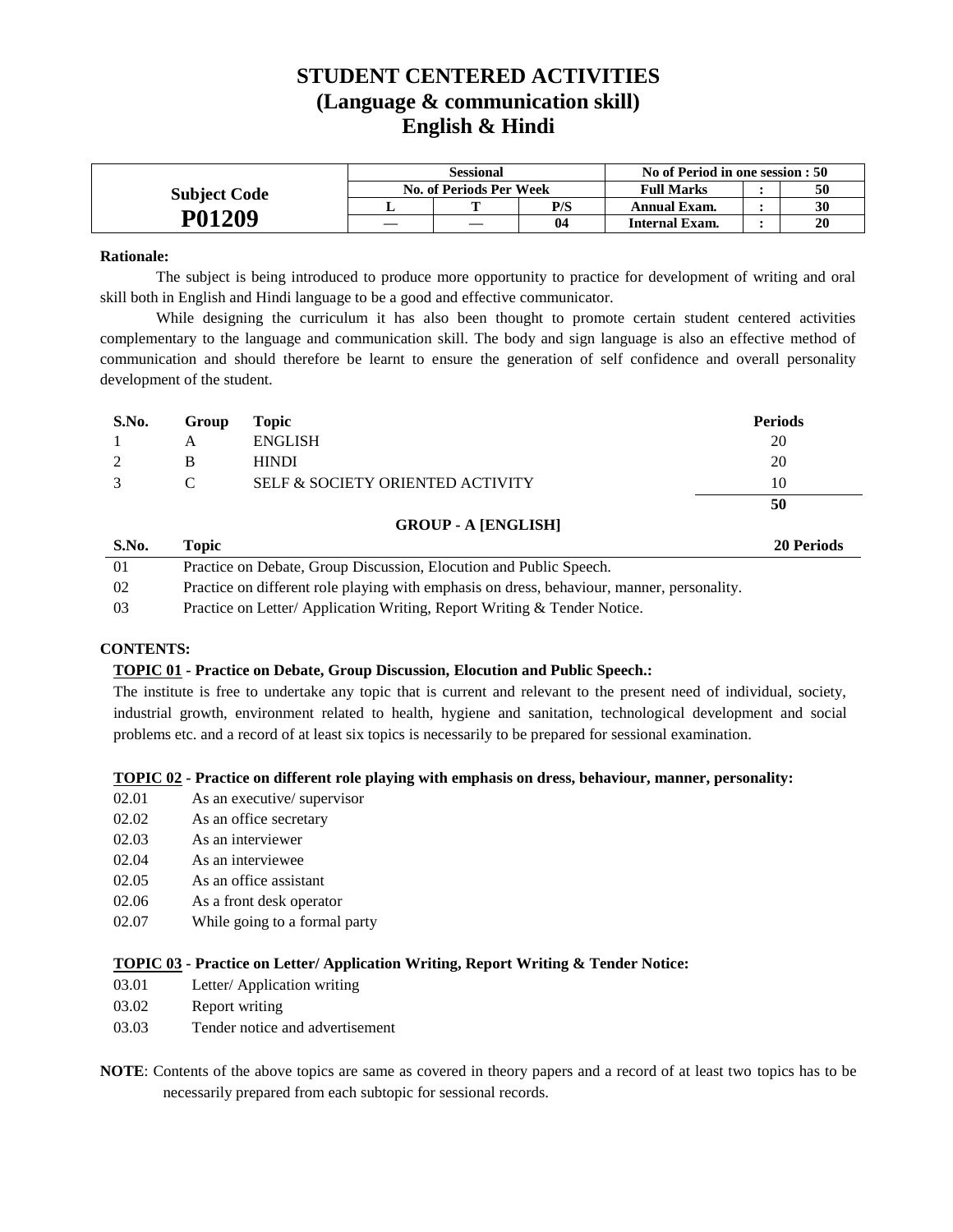# STUDENT CENTERED ACTIVITIES
## (Language & communication skill)
## English & Hindi

| Subject Code | Sessional | | | No of Period in one session : 50 | | |
|---|---|---|---|---|---|---|
| | No. of Periods Per Week | | | Full Marks | : | 50 |
| | L | T | P/S | Annual Exam. | : | 30 |
| **P01209** | — | — | 04 | Internal Exam. | : | 20 |

**Rationale:**

The subject is being introduced to produce more opportunity to practice for development of writing and oral skill both in English and Hindi language to be a good and effective communicator.

While designing the curriculum it has also been thought to promote certain student centered activities complementary to the language and communication skill. The body and sign language is also an effective method of communication and should therefore be learnt to ensure the generation of self confidence and overall personality development of the student.

| S.No. | Group | Topic | Periods |
|---|---|---|---|
| 1 | A | ENGLISH | 20 |
| 2 | B | HINDI | 20 |
| 3 | C | SELF & SOCIETY ORIENTED ACTIVITY | 10 |
| | | | **50** |

### GROUP - A [ENGLISH]

| S.No. | Topic | 20 Periods |
|---|---|---|
| 01 | Practice on Debate, Group Discussion, Elocution and Public Speech. | |
| 02 | Practice on different role playing with emphasis on dress, behaviour, manner, personality. | |
| 03 | Practice on Letter/ Application Writing, Report Writing & Tender Notice. | |

**CONTENTS:**

**TOPIC 01 - Practice on Debate, Group Discussion, Elocution and Public Speech.:**

The institute is free to undertake any topic that is current and relevant to the present need of individual, society, industrial growth, environment related to health, hygiene and sanitation, technological development and social problems etc. and a record of at least six topics is necessarily to be prepared for sessional examination.

**TOPIC 02 - Practice on different role playing with emphasis on dress, behaviour, manner, personality:**

- 02.01 As an executive/ supervisor
- 02.02 As an office secretary
- 02.03 As an interviewer
- 02.04 As an interviewee
- 02.05 As an office assistant
- 02.06 As a front desk operator
- 02.07 While going to a formal party

**TOPIC 03 - Practice on Letter/ Application Writing, Report Writing & Tender Notice:**

- 03.01 Letter/ Application writing
- 03.02 Report writing
- 03.03 Tender notice and advertisement

**NOTE**: Contents of the above topics are same as covered in theory papers and a record of at least two topics has to be necessarily prepared from each subtopic for sessional records.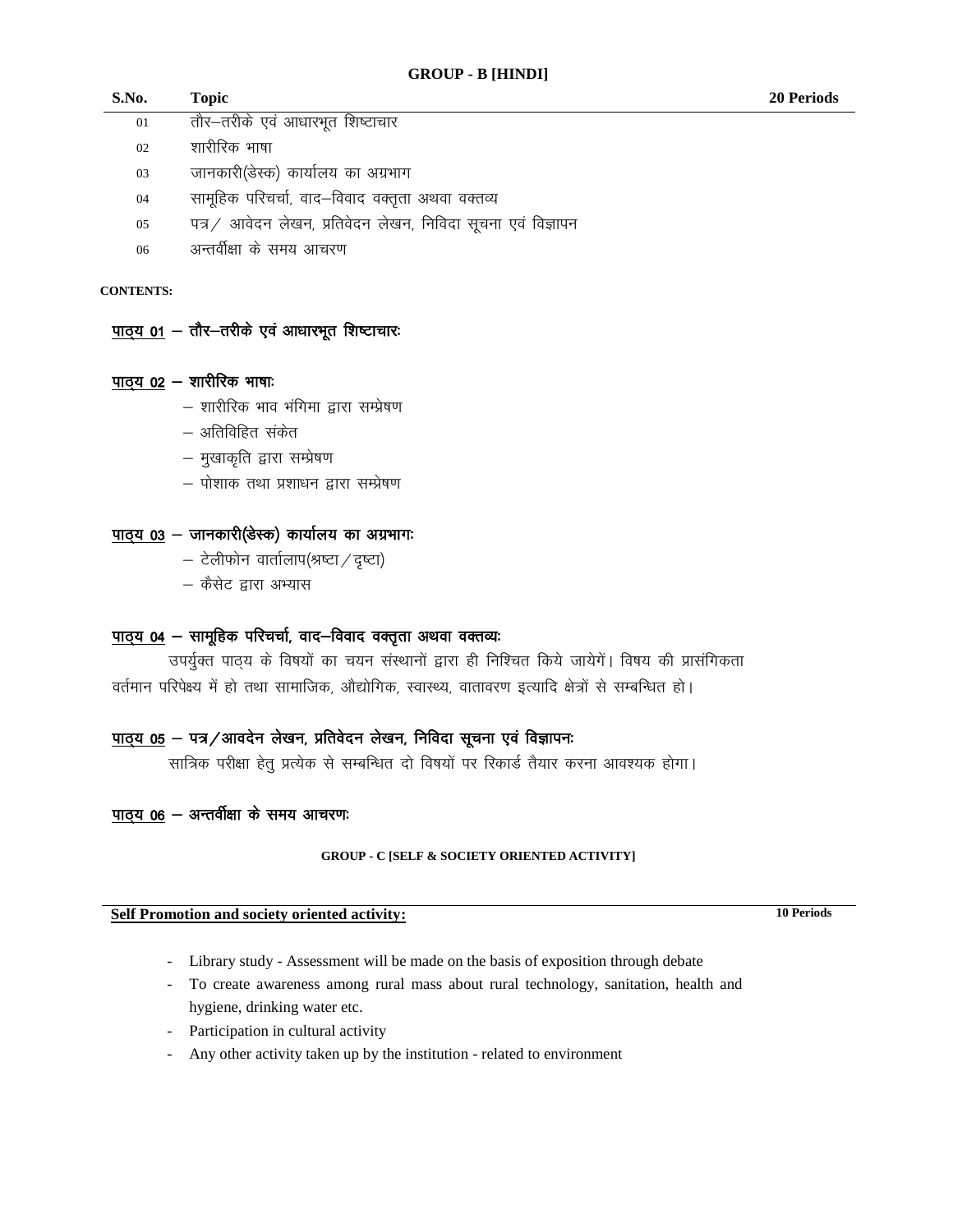## GROUP - B [HINDI]

| S.No. | Topic | 20 Periods |
|---|---|---|
| 01 | तौर–तरीके एवं आधारभूत शिष्टाचार | |
| 02 | शारीरिक भाषा | |
| 03 | जानकारी(डेस्क) कार्यालय का अग्रभाग | |
| 04 | सामूहिक परिचर्चा, वाद–विवाद वक्तृता अथवा वक्तव्य | |
| 05 | पत्र/ आवेदन लेखन, प्रतिवेदन लेखन, निविदा सूचना एवं विज्ञापन | |
| 06 | अन्तर्वीक्षा के समय आचरण | |

**CONTENTS:**

**पाठ्य 01 – तौर–तरीके एवं आधारभूत शिष्टाचारः**

**पाठ्य 02 – शारीरिक भाषाः**

- शारीरिक भाव भंगिमा द्वारा सम्प्रेषण
- अतिविहित संकेत
- मुखाकृति द्वारा सम्प्रेषण
- पोशाक तथा प्रशाधन द्वारा सम्प्रेषण

**पाठ्य 03 – जानकारी(डेस्क) कार्यालय का अग्रभागः**

- टेलीफोन वार्तालाप(श्रष्टा/दृष्टा)
- कैसेट द्वारा अभ्यास

**पाठ्य 04 – सामूहिक परिचर्चा, वाद–विवाद वक्तृता अथवा वक्तव्यः**

उपर्युक्त पाठ्य के विषयों का चयन संस्थानों द्वारा ही निश्चित किये जायेगें। विषय की प्रासंगिकता वर्तमान परिपेक्ष्य में हो तथा सामाजिक, औद्योगिक, स्वास्थ्य, वातावरण इत्यादि क्षेत्रों से सम्बन्धित हो।

**पाठ्य 05 – पत्र/आवदेन लेखन, प्रतिवेदन लेखन, निविदा सूचना एवं विज्ञापनः**

सात्रिक परीक्षा हेतु प्रत्येक से सम्बन्धित दो विषयों पर रिकार्ड तैयार करना आवश्यक होगा।

**पाठ्य 06 – अन्तर्वीक्षा के समय आचरणः**

## GROUP - C [SELF & SOCIETY ORIENTED ACTIVITY]

**Self Promotion and society oriented activity:** **10 Periods**

- Library study - Assessment will be made on the basis of exposition through debate
- To create awareness among rural mass about rural technology, sanitation, health and hygiene, drinking water etc.
- Participation in cultural activity
- Any other activity taken up by the institution - related to environment